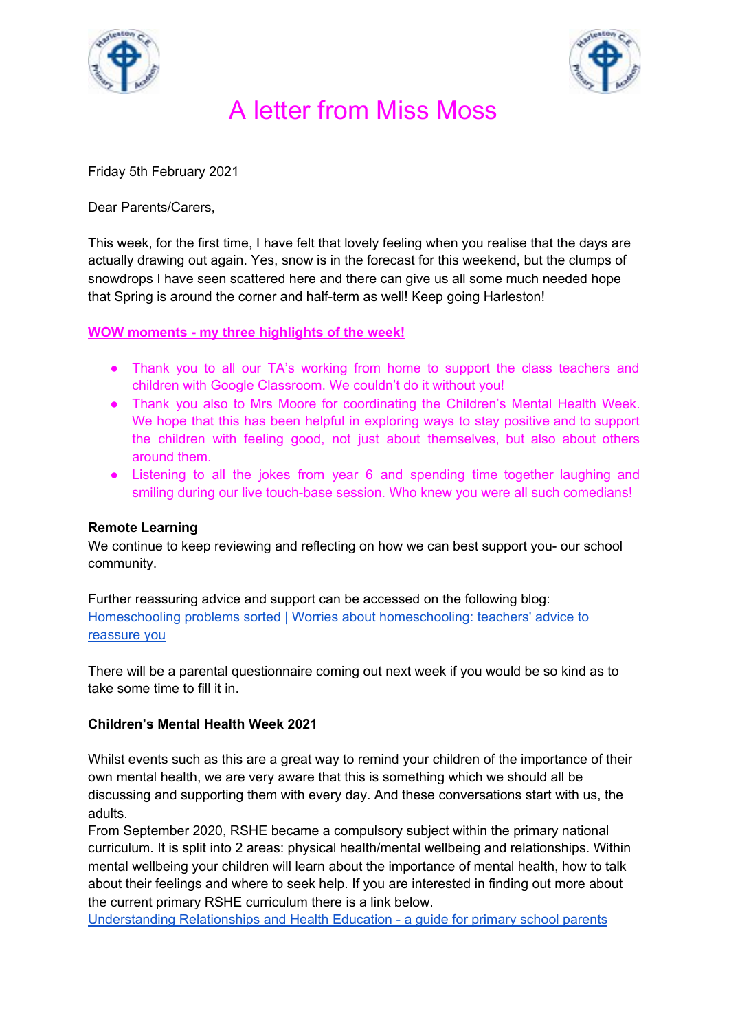# A letter from Miss Moss

Friday 5th February 2021

Dear Parents/Carers,

This week, for the first time, I have felt that lovely feeling when you realise that the days are actually drawing out again. Yes, snow is in the forecast for this weekend, but the clumps of snowdrops I have seen scattered here and there can give us all some much needed hope that Spring is around the corner and half-term as well! Keep going Harleston!

**WOW moments - my three highlights of the week!**

- Thank you to all our TA's working from home to support the class teachers and children with Google Classroom. We couldn't do it without you!
- Thank you also to Mrs Moore for coordinating the Children's Mental Health Week. We hope that this has been helpful in exploring ways to stay positive and to support the children with feeling good, not just about themselves, but also about others around them.
- Listening to all the jokes from year 6 and spending time together laughing and smiling during our live touch-base session. Who knew you were all such comedians!

**Remote Learning**

We continue to keep reviewing and reflecting on how we can best support you- our school community.

Further reassuring advice and support can be accessed on the following blog:
Homeschooling problems sorted | Worries about homeschooling: teachers' advice to reassure you

There will be a parental questionnaire coming out next week if you would be so kind as to take some time to fill it in.

**Children's Mental Health Week 2021**

Whilst events such as this are a great way to remind your children of the importance of their own mental health, we are very aware that this is something which we should all be discussing and supporting them with every day. And these conversations start with us, the adults.
From September 2020, RSHE became a compulsory subject within the primary national curriculum. It is split into 2 areas: physical health/mental wellbeing and relationships. Within mental wellbeing your children will learn about the importance of mental health, how to talk about their feelings and where to seek help. If you are interested in finding out more about the current primary RSHE curriculum there is a link below.
Understanding Relationships and Health Education - a guide for primary school parents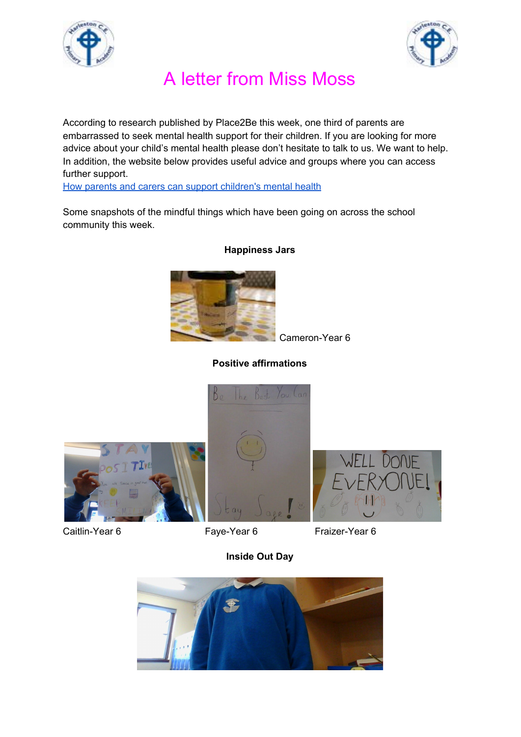# A letter from Miss Moss

According to research published by Place2Be this week, one third of parents are embarrassed to seek mental health support for their children. If you are looking for more advice about your child's mental health please don't hesitate to talk to us. We want to help. In addition, the website below provides useful advice and groups where you can access further support.

How parents and carers can support children's mental health

Some snapshots of the mindful things which have been going on across the school community this week.

**Happiness Jars**

Cameron-Year 6

**Positive affirmations**

Caitlin-Year 6

Faye-Year 6

Fraizer-Year 6

**Inside Out Day**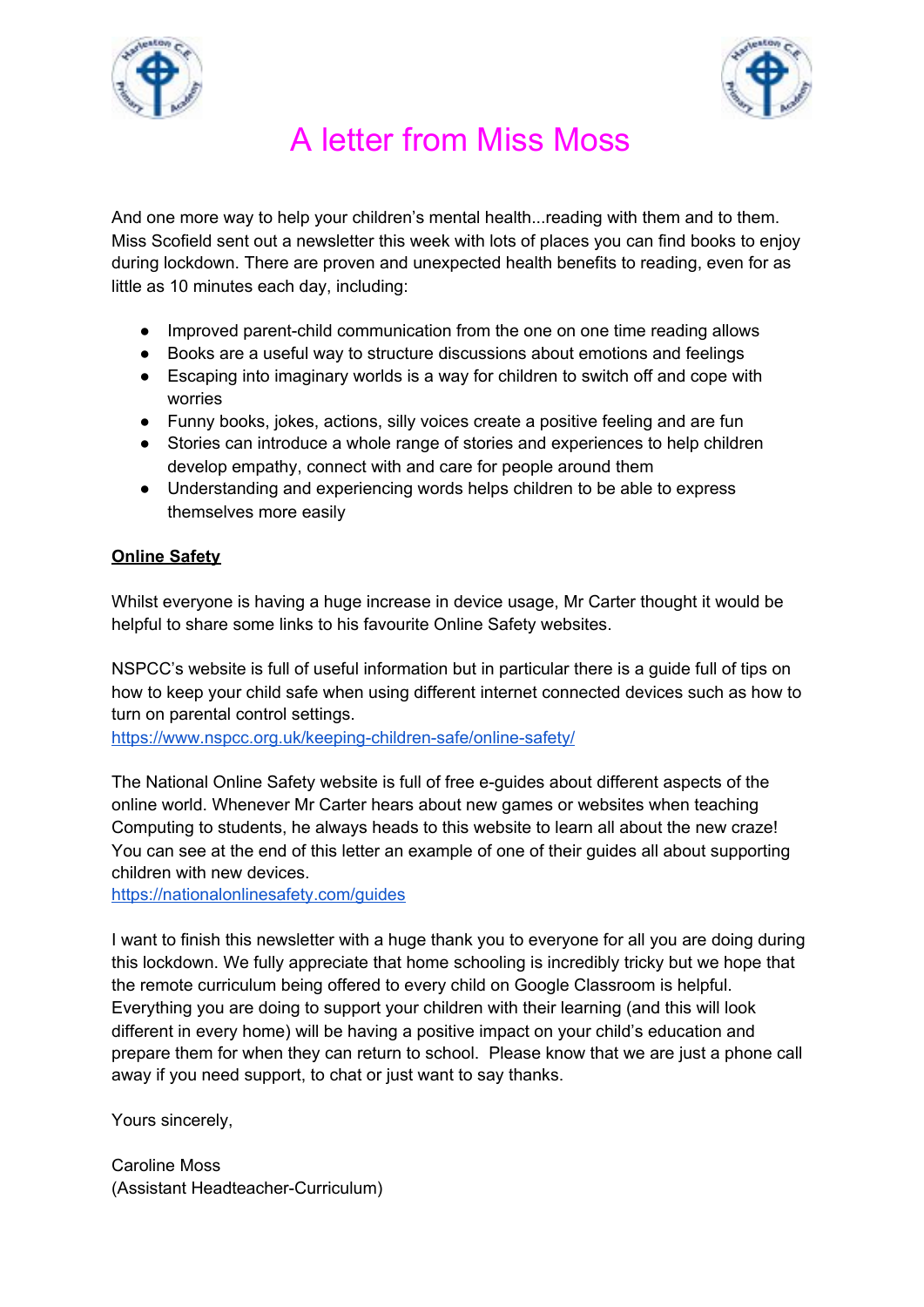# A letter from Miss Moss

And one more way to help your children's mental health...reading with them and to them. Miss Scofield sent out a newsletter this week with lots of places you can find books to enjoy during lockdown. There are proven and unexpected health benefits to reading, even for as little as 10 minutes each day, including:

- Improved parent-child communication from the one on one time reading allows
- Books are a useful way to structure discussions about emotions and feelings
- Escaping into imaginary worlds is a way for children to switch off and cope with worries
- Funny books, jokes, actions, silly voices create a positive feeling and are fun
- Stories can introduce a whole range of stories and experiences to help children develop empathy, connect with and care for people around them
- Understanding and experiencing words helps children to be able to express themselves more easily

**Online Safety**

Whilst everyone is having a huge increase in device usage, Mr Carter thought it would be helpful to share some links to his favourite Online Safety websites.

NSPCC's website is full of useful information but in particular there is a guide full of tips on how to keep your child safe when using different internet connected devices such as how to turn on parental control settings.
https://www.nspcc.org.uk/keeping-children-safe/online-safety/

The National Online Safety website is full of free e-guides about different aspects of the online world. Whenever Mr Carter hears about new games or websites when teaching Computing to students, he always heads to this website to learn all about the new craze! You can see at the end of this letter an example of one of their guides all about supporting children with new devices.
https://nationalonlinesafety.com/guides

I want to finish this newsletter with a huge thank you to everyone for all you are doing during this lockdown. We fully appreciate that home schooling is incredibly tricky but we hope that the remote curriculum being offered to every child on Google Classroom is helpful. Everything you are doing to support your children with their learning (and this will look different in every home) will be having a positive impact on your child's education and prepare them for when they can return to school. Please know that we are just a phone call away if you need support, to chat or just want to say thanks.

Yours sincerely,

Caroline Moss
(Assistant Headteacher-Curriculum)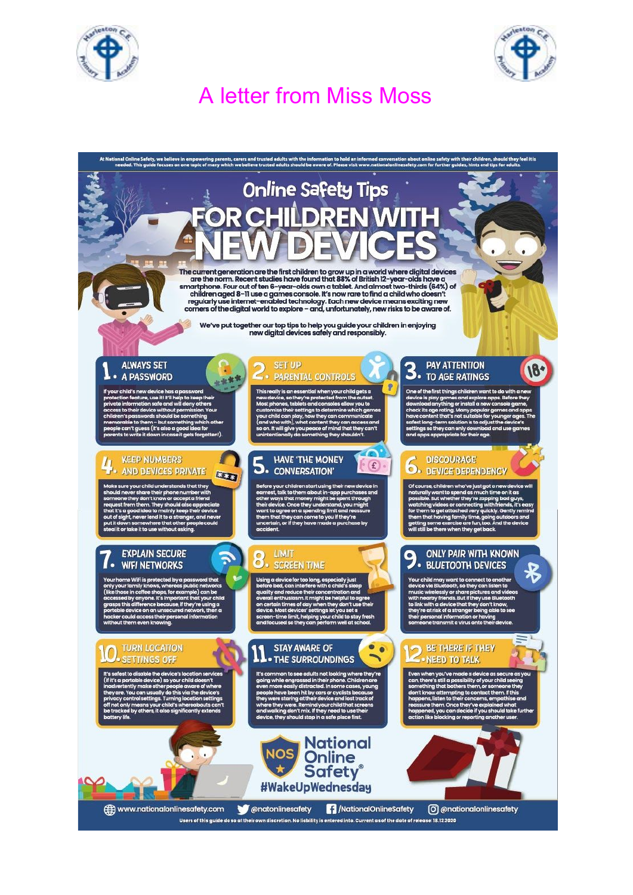# A letter from Miss Moss

At National Online Safety, we believe in empowering parents, carers and trusted adults with the information to hold an informed conversation about online safety with their children, should they feel it is needed. This guide focuses on one topic of many which we believe trusted adults should be aware of. Please visit www.nationalonlinesafety.com for further guides, hints and tips for adults.

## Online Safety Tips FOR CHILDREN WITH NEW DEVICES

The current generation are the first children to grow up in a world where digital devices are the norm. Recent studies have found that 88% of British 12-year-olds have a smartphone. Four out of ten 6-year-olds own a tablet. And almost two-thirds (64%) of children aged 8-11 use a games console. It's now rare to find a child who doesn't regularly use internet-enabled technology. Each new device means exciting new corners of the digital world to explore – and, unfortunately, new risks to be aware of.

We've put together our top tips to help you guide your children in enjoying new digital devices safely and responsibly.

### 1. ALWAYS SET A PASSWORD

If your child's new device has a password protection feature, use it! It'll help to keep their private information safe and will deny others access to their device without permission. Your children's passwords should be something memorable to them – but something which other people can't guess (it's also a good idea for parents to write it down in case it gets forgotten!).

### 2. SET UP PARENTAL CONTROLS

This really is an essential when your child gets a new device, so they're protected from the outset. Most phones, tablets and consoles allow you to customise their settings to determine which games your child can play, how they can communicate (and who with), what content they can access and so on. It will give you peace of mind that they can't unintentionally do something they shouldn't.

### 3. PAY ATTENTION TO AGE RATINGS

One of the first things children want to do with a new device is play games and explore apps. Before they download anything or install a new console game, check its age rating. Many popular games and apps have content that's not suitable for younger ages. The safest long-term solution is to adjust the device's settings so they can only download and use games and apps appropriate for their age.

### 4. KEEP NUMBERS AND DEVICES PRIVATE

Make sure your child understands that they should never share their phone number with someone they don't know or accept a friend request from them. They should also appreciate that it's a good idea to mainly keep their device out of sight, never lend it to a stranger, and never put it down somewhere that other people could steal it or take it to use without asking.

### 5. HAVE 'THE MONEY CONVERSATION'

Before your children start using their new device in earnest, talk to them about in-app purchases and other ways that money might be spent through their device. Once they understand, you might want to agree on a spending limit and reassure them that they can come to you if they're uncertain, or if they have made a purchase by accident.

### 6. DISCOURAGE DEVICE DEPENDENCY

Of course, children who've just got a new device will naturally want to spend as much time on it as possible. But whether they're zapping bad guys, watching videos or connecting with friends, it's easy for them to get attached very quickly. Gently remind them that having family time, going outdoors and getting some exercise are fun, too. And the device will still be there when they get back.

### 7. EXPLAIN SECURE WIFI NETWORKS

Your home WiFi is protected by a password that only your family knows, whereas public networks (like those in coffee shops, for example) can be accessed by anyone. It's important that your child grasps this difference because, if they're using a portable device on an unsecured network, then a hacker could access their personal information without them even knowing.

### 8. LIMIT SCREEN TIME

Using a device for too long, especially just before bed, can interfere with a child's sleep quality and reduce their concentration and overall enthusiasm. It might be helpful to agree on certain times of day when they don't use their device. Most devices' settings let you set a screen-time limit, helping your child to stay fresh and focused so they can perform well at school.

### 9. ONLY PAIR WITH KNOWN BLUETOOTH DEVICES

Your child may want to connect to another device via Bluetooth, so they can listen to music wirelessly or share pictures and videos with nearby friends. But if they use Bluetooth to link with a device that they don't know, they're at risk of a stranger being able to see their personal information or having someone transmit a virus onto their device.

### 10. TURN LOCATION SETTINGS OFF

It's safest to disable the device's location services (if it's a portable device) so your child doesn't inadvertently make other people aware of where they are. You can usually do this via the device's privacy control settings. Turning location settings off not only means your child's whereabouts can't be tracked by others, it also significantly extends battery life.

### 11. STAY AWARE OF THE SURROUNDINGS

It's common to see adults not looking where they're going while engrossed in their phone. Children are even more easily distracted. In some cases, young people have been hit by cars or cyclists because they were staring at their device and lost track of where they were. Remind your child that screens and walking don't mix. If they need to use their device, they should stop in a safe place first.

### 12. BE THERE IF THEY NEED TO TALK

Even when you've made a device as secure as you can, there's still a possibility of your child seeing something that bothers them, or someone they don't know attempting to contact them. If this happens, listen to their concerns, empathise and reassure them. Once they've explained what happened, you can decide if you should take further action like blocking or reporting another user.

National Online Safety®
#WakeUpWednesday

www.nationalonlinesafety.com | @natonlinesafety | /NationalOnlineSafety | @nationalonlinesafety

Users of this guide do so at their own discretion. No liability is entered into. Current as of the date of release: 18.12.2020